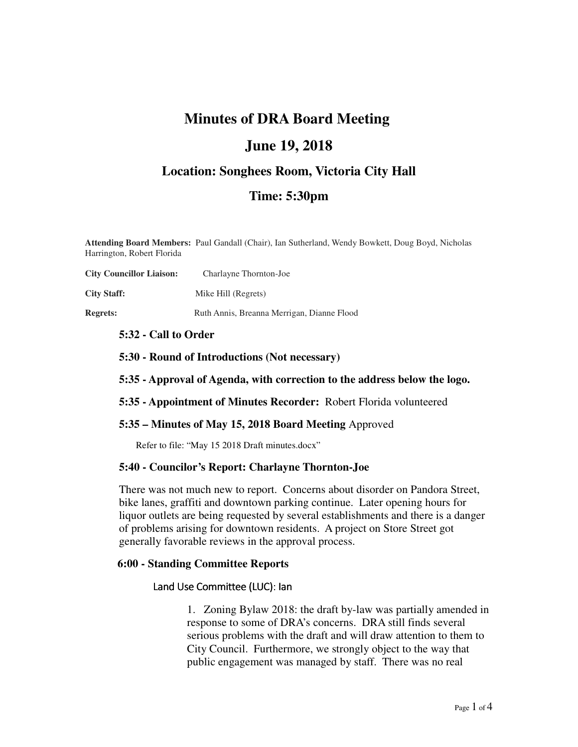# Minutes of DRA Board Meeting

## June 19, 2018

### Location: Songhees Room, Victoria City Hall

### Time: 5:30pm

**Attending Board Members:** Paul Gandall (Chair), Ian Sutherland, Wendy Bowkett, Doug Boyd, Nicholas Harrington, Robert Florida

**City Councillor Liaison:** Charlayne Thornton-Joe

**City Staff:** Mike Hill (Regrets)

**Regrets:** Ruth Annis, Breanna Merrigan, Dianne Flood

**5:32 - Call to Order**

**5:30 - Round of Introductions (Not necessary)**

**5:35 - Approval of Agenda, with correction to the address below the logo.**

**5:35 - Appointment of Minutes Recorder:** Robert Florida volunteered

**5:35 – Minutes of May 15, 2018 Board Meeting** Approved

Refer to file: "May 15 2018 Draft minutes.docx"

**5:40 - Councilor's Report: Charlayne Thornton-Joe**

There was not much new to report. Concerns about disorder on Pandora Street, bike lanes, graffiti and downtown parking continue. Later opening hours for liquor outlets are being requested by several establishments and there is a danger of problems arising for downtown residents. A project on Store Street got generally favorable reviews in the approval process.

**6:00 - Standing Committee Reports**

Land Use Committee (LUC): Ian

1. Zoning Bylaw 2018: the draft by-law was partially amended in response to some of DRA's concerns. DRA still finds several serious problems with the draft and will draw attention to them to City Council. Furthermore, we strongly object to the way that public engagement was managed by staff. There was no real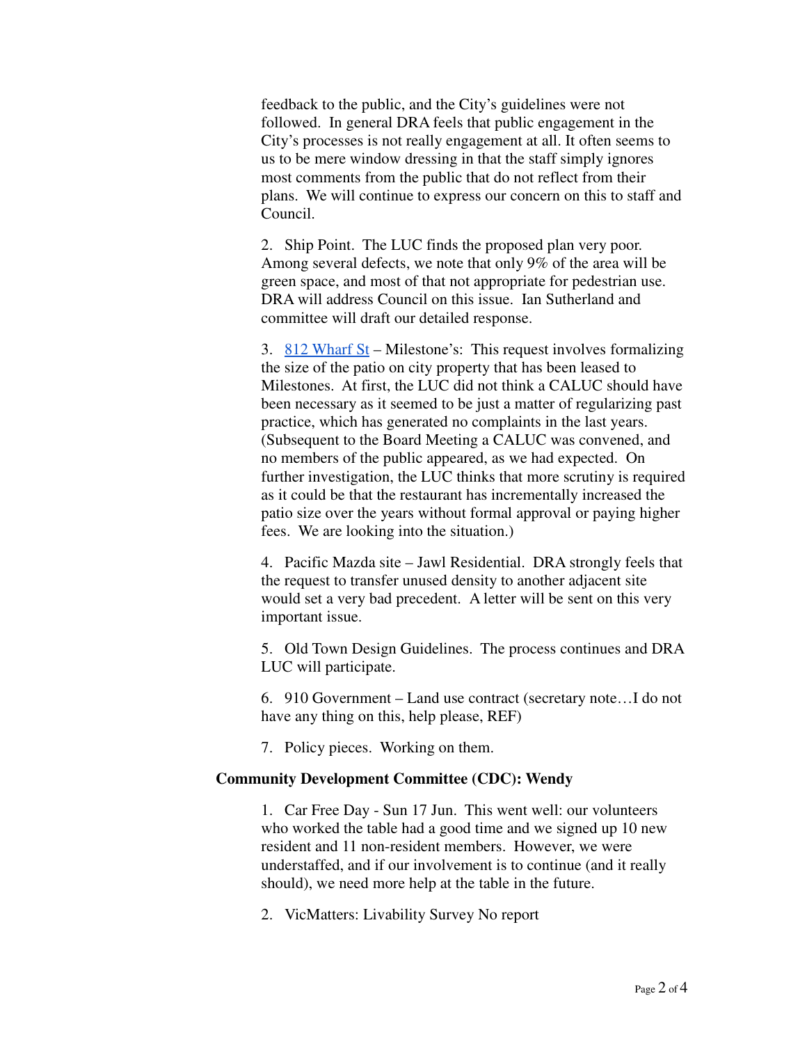feedback to the public, and the City's guidelines were not followed. In general DRA feels that public engagement in the City's processes is not really engagement at all. It often seems to us to be mere window dressing in that the staff simply ignores most comments from the public that do not reflect from their plans. We will continue to express our concern on this to staff and Council.

2. Ship Point. The LUC finds the proposed plan very poor. Among several defects, we note that only 9% of the area will be green space, and most of that not appropriate for pedestrian use. DRA will address Council on this issue. Ian Sutherland and committee will draft our detailed response.

3. [812 Wharf St](812 Wharf St) – Milestone's: This request involves formalizing the size of the patio on city property that has been leased to Milestones. At first, the LUC did not think a CALUC should have been necessary as it seemed to be just a matter of regularizing past practice, which has generated no complaints in the last years. (Subsequent to the Board Meeting a CALUC was convened, and no members of the public appeared, as we had expected. On further investigation, the LUC thinks that more scrutiny is required as it could be that the restaurant has incrementally increased the patio size over the years without formal approval or paying higher fees. We are looking into the situation.)

4. Pacific Mazda site – Jawl Residential. DRA strongly feels that the request to transfer unused density to another adjacent site would set a very bad precedent. A letter will be sent on this very important issue.

5. Old Town Design Guidelines. The process continues and DRA LUC will participate.

6. 910 Government – Land use contract (secretary note…I do not have any thing on this, help please, REF)

7. Policy pieces. Working on them.

**Community Development Committee (CDC): Wendy**

1. Car Free Day - Sun 17 Jun. This went well: our volunteers who worked the table had a good time and we signed up 10 new resident and 11 non-resident members. However, we were understaffed, and if our involvement is to continue (and it really should), we need more help at the table in the future.

2. VicMatters: Livability Survey No report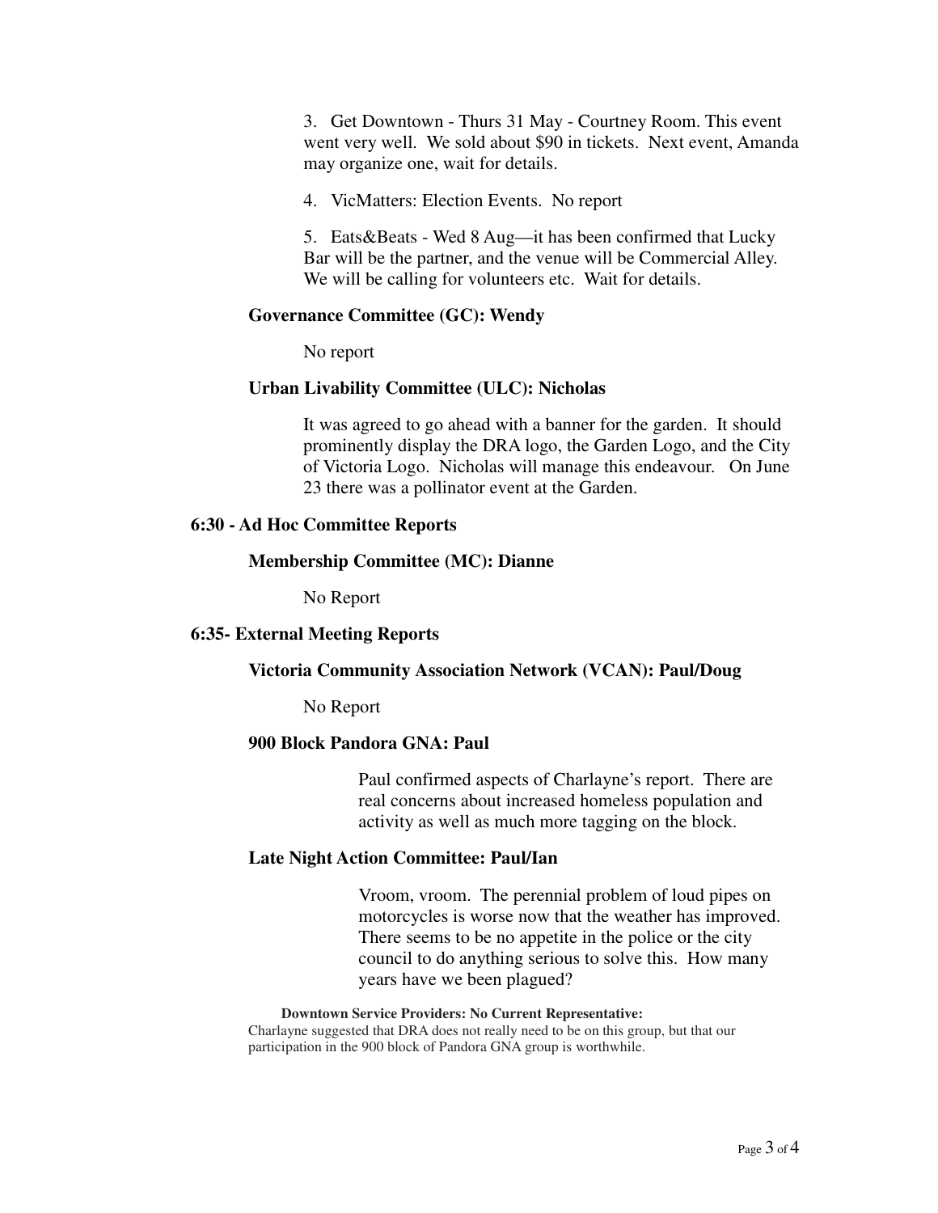3. Get Downtown - Thurs 31 May - Courtney Room. This event went very well. We sold about $90 in tickets. Next event, Amanda may organize one, wait for details.

4. VicMatters: Election Events. No report

5. Eats&Beats - Wed 8 Aug—it has been confirmed that Lucky Bar will be the partner, and the venue will be Commercial Alley. We will be calling for volunteers etc. Wait for details.

**Governance Committee (GC): Wendy**

No report

**Urban Livability Committee (ULC): Nicholas**

It was agreed to go ahead with a banner for the garden. It should prominently display the DRA logo, the Garden Logo, and the City of Victoria Logo. Nicholas will manage this endeavour. On June 23 there was a pollinator event at the Garden.

**6:30 - Ad Hoc Committee Reports**

**Membership Committee (MC): Dianne**

No Report

**6:35- External Meeting Reports**

**Victoria Community Association Network (VCAN): Paul/Doug**

No Report

**900 Block Pandora GNA: Paul**

Paul confirmed aspects of Charlayne's report. There are real concerns about increased homeless population and activity as well as much more tagging on the block.

**Late Night Action Committee: Paul/Ian**

Vroom, vroom. The perennial problem of loud pipes on motorcycles is worse now that the weather has improved. There seems to be no appetite in the police or the city council to do anything serious to solve this. How many years have we been plagued?

**Downtown Service Providers: No Current Representative:**

Charlayne suggested that DRA does not really need to be on this group, but that our participation in the 900 block of Pandora GNA group is worthwhile.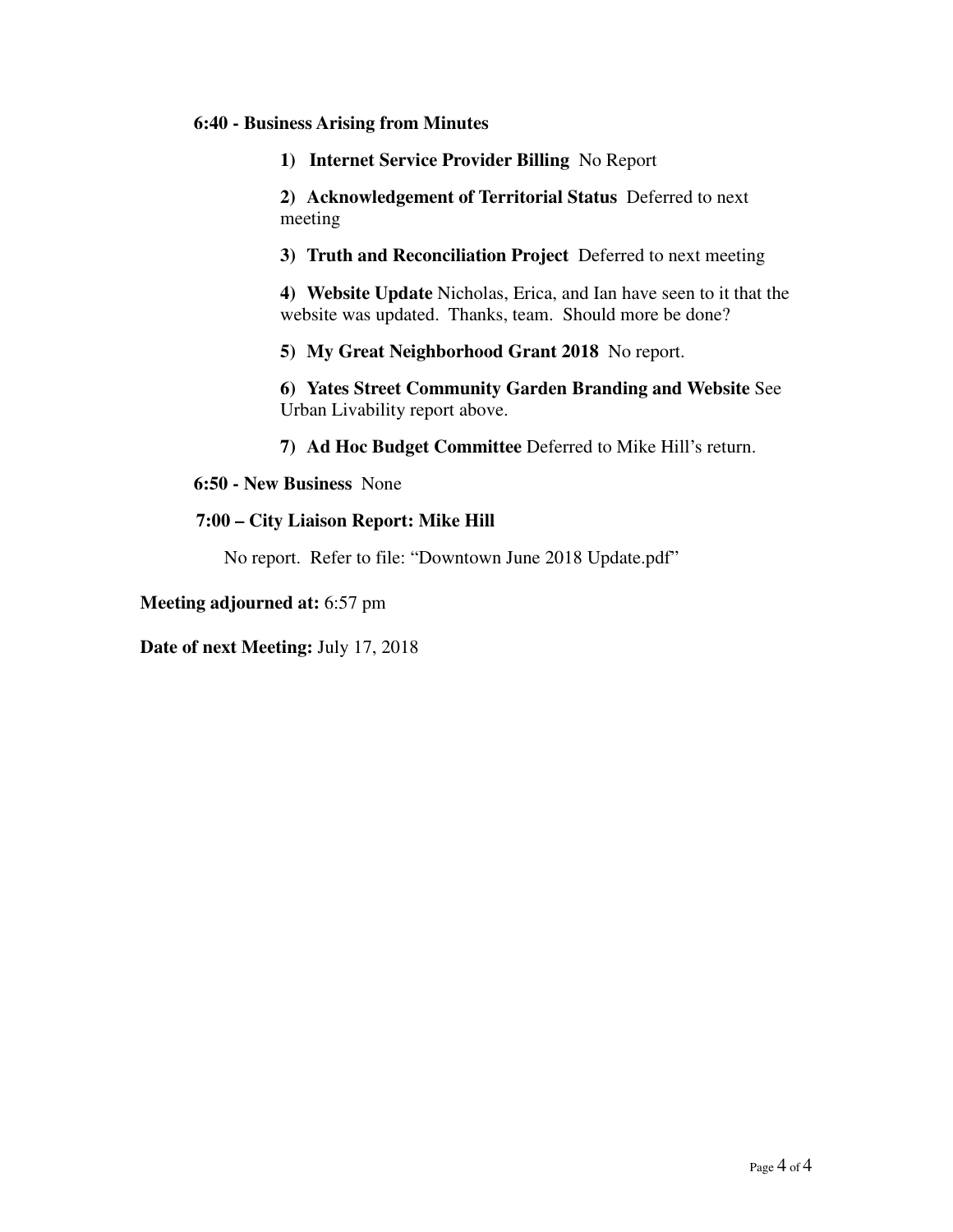**6:40 - Business Arising from Minutes**

1) **Internet Service Provider Billing** No Report

2) **Acknowledgement of Territorial Status** Deferred to next meeting

3) **Truth and Reconciliation Project** Deferred to next meeting

4) **Website Update** Nicholas, Erica, and Ian have seen to it that the website was updated. Thanks, team. Should more be done?

5) **My Great Neighborhood Grant 2018** No report.

6) **Yates Street Community Garden Branding and Website** See Urban Livability report above.

7) **Ad Hoc Budget Committee** Deferred to Mike Hill's return.

**6:50 - New Business** None

**7:00 – City Liaison Report: Mike Hill**

No report. Refer to file: "Downtown June 2018 Update.pdf"

**Meeting adjourned at:** 6:57 pm

**Date of next Meeting:** July 17, 2018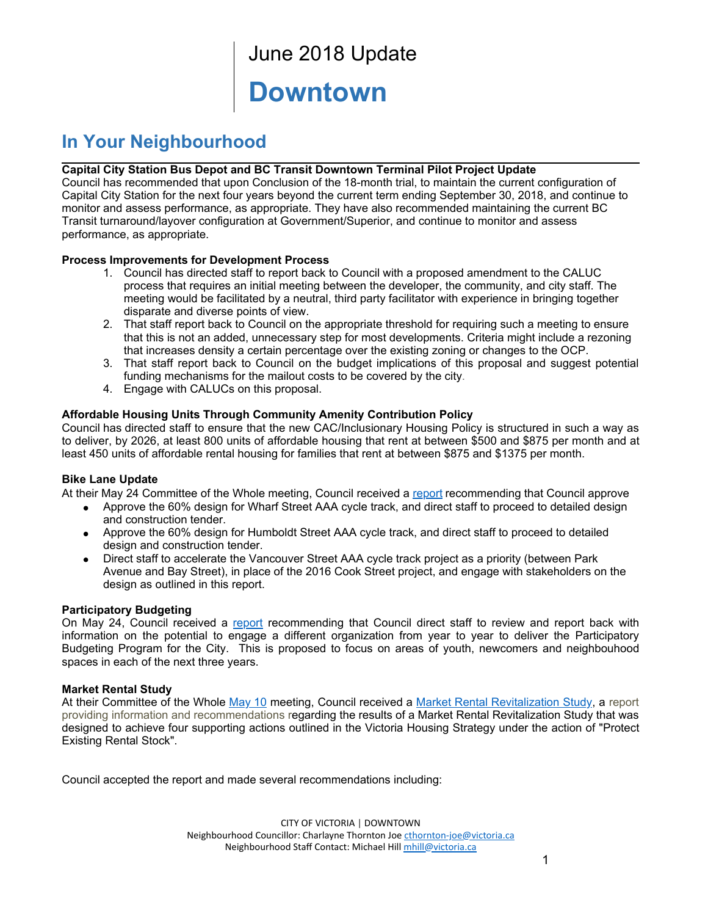# June 2018 Update

# Downtown

## In Your Neighbourhood

**Capital City Station Bus Depot and BC Transit Downtown Terminal Pilot Project Update**
Council has recommended that upon Conclusion of the 18-month trial, to maintain the current configuration of Capital City Station for the next four years beyond the current term ending September 30, 2018, and continue to monitor and assess performance, as appropriate. They have also recommended maintaining the current BC Transit turnaround/layover configuration at Government/Superior, and continue to monitor and assess performance, as appropriate.

**Process Improvements for Development Process**

1. Council has directed staff to report back to Council with a proposed amendment to the CALUC process that requires an initial meeting between the developer, the community, and city staff. The meeting would be facilitated by a neutral, third party facilitator with experience in bringing together disparate and diverse points of view.
2. That staff report back to Council on the appropriate threshold for requiring such a meeting to ensure that this is not an added, unnecessary step for most developments. Criteria might include a rezoning that increases density a certain percentage over the existing zoning or changes to the OCP.
3. That staff report back to Council on the budget implications of this proposal and suggest potential funding mechanisms for the mailout costs to be covered by the city.
4. Engage with CALUCs on this proposal.

**Affordable Housing Units Through Community Amenity Contribution Policy**
Council has directed staff to ensure that the new CAC/Inclusionary Housing Policy is structured in such a way as to deliver, by 2026, at least 800 units of affordable housing that rent at between $500 and $875 per month and at least 450 units of affordable rental housing for families that rent at between $875 and $1375 per month.

**Bike Lane Update**
At their May 24 Committee of the Whole meeting, Council received a report recommending that Council approve

- Approve the 60% design for Wharf Street AAA cycle track, and direct staff to proceed to detailed design and construction tender.
- Approve the 60% design for Humboldt Street AAA cycle track, and direct staff to proceed to detailed design and construction tender.
- Direct staff to accelerate the Vancouver Street AAA cycle track project as a priority (between Park Avenue and Bay Street), in place of the 2016 Cook Street project, and engage with stakeholders on the design as outlined in this report.

**Participatory Budgeting**
On May 24, Council received a report recommending that Council direct staff to review and report back with information on the potential to engage a different organization from year to year to deliver the Participatory Budgeting Program for the City. This is proposed to focus on areas of youth, newcomers and neighbouhood spaces in each of the next three years.

**Market Rental Study**
At their Committee of the Whole May 10 meeting, Council received a Market Rental Revitalization Study, a report providing information and recommendations regarding the results of a Market Rental Revitalization Study that was designed to achieve four supporting actions outlined in the Victoria Housing Strategy under the action of "Protect Existing Rental Stock".

Council accepted the report and made several recommendations including: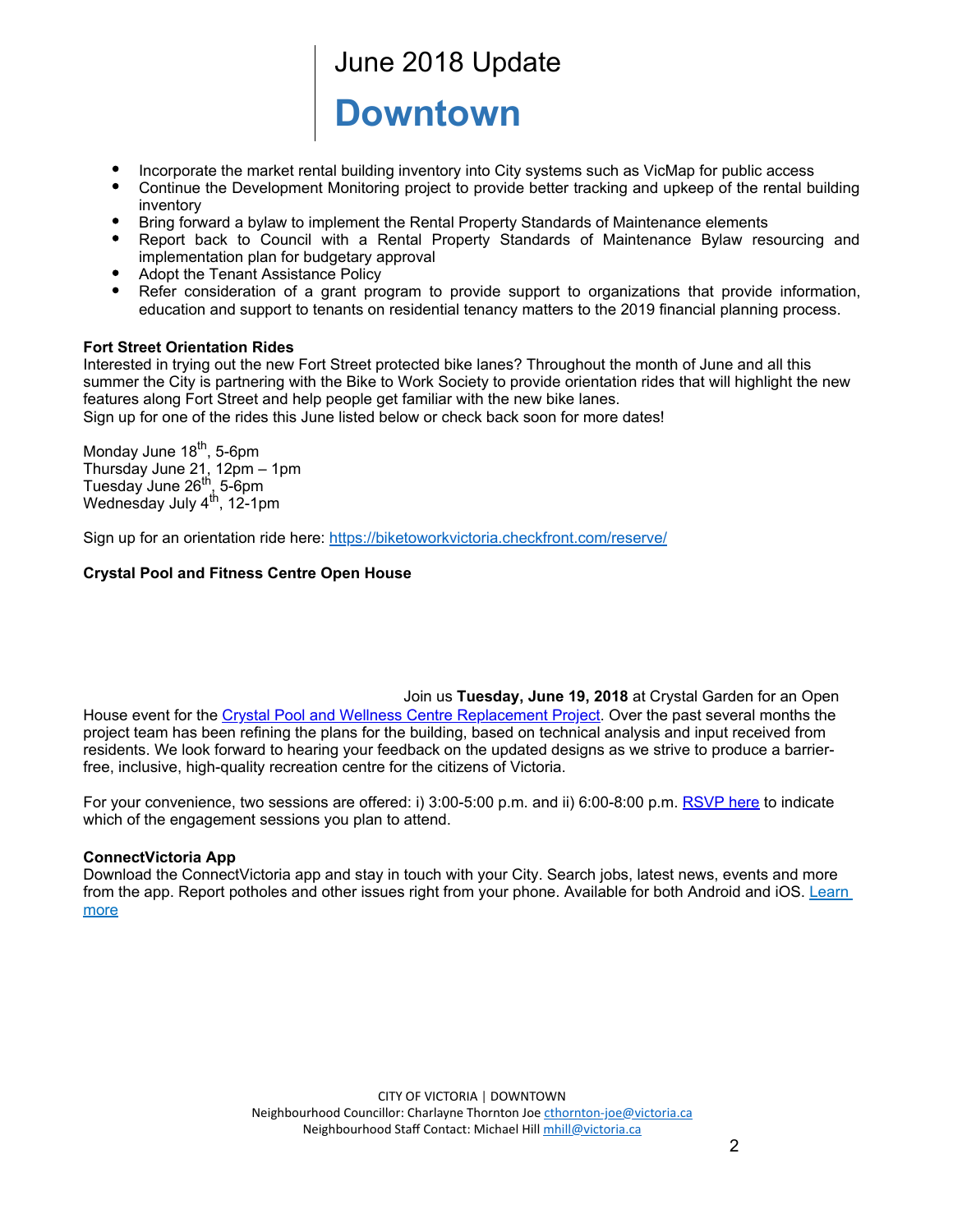# June 2018 Update

## Downtown

- Incorporate the market rental building inventory into City systems such as VicMap for public access
- Continue the Development Monitoring project to provide better tracking and upkeep of the rental building inventory
- Bring forward a bylaw to implement the Rental Property Standards of Maintenance elements
- Report back to Council with a Rental Property Standards of Maintenance Bylaw resourcing and implementation plan for budgetary approval
- Adopt the Tenant Assistance Policy
- Refer consideration of a grant program to provide support to organizations that provide information, education and support to tenants on residential tenancy matters to the 2019 financial planning process.

**Fort Street Orientation Rides**

Interested in trying out the new Fort Street protected bike lanes? Throughout the month of June and all this summer the City is partnering with the Bike to Work Society to provide orientation rides that will highlight the new features along Fort Street and help people get familiar with the new bike lanes.
Sign up for one of the rides this June listed below or check back soon for more dates!

Monday June 18th, 5-6pm
Thursday June 21, 12pm – 1pm
Tuesday June 26th, 5-6pm
Wednesday July 4th, 12-1pm

Sign up for an orientation ride here: https://biketoworkvictoria.checkfront.com/reserve/

**Crystal Pool and Fitness Centre Open House**

Join us **Tuesday, June 19, 2018** at Crystal Garden for an Open House event for the Crystal Pool and Wellness Centre Replacement Project. Over the past several months the project team has been refining the plans for the building, based on technical analysis and input received from residents. We look forward to hearing your feedback on the updated designs as we strive to produce a barrier-free, inclusive, high-quality recreation centre for the citizens of Victoria.

For your convenience, two sessions are offered: i) 3:00-5:00 p.m. and ii) 6:00-8:00 p.m. RSVP here to indicate which of the engagement sessions you plan to attend.

**ConnectVictoria App**

Download the ConnectVictoria app and stay in touch with your City. Search jobs, latest news, events and more from the app. Report potholes and other issues right from your phone. Available for both Android and iOS. Learn more

CITY OF VICTORIA | DOWNTOWN
Neighbourhood Councillor: Charlayne Thornton Joe cthornton-joe@victoria.ca
Neighbourhood Staff Contact: Michael Hill mhill@victoria.ca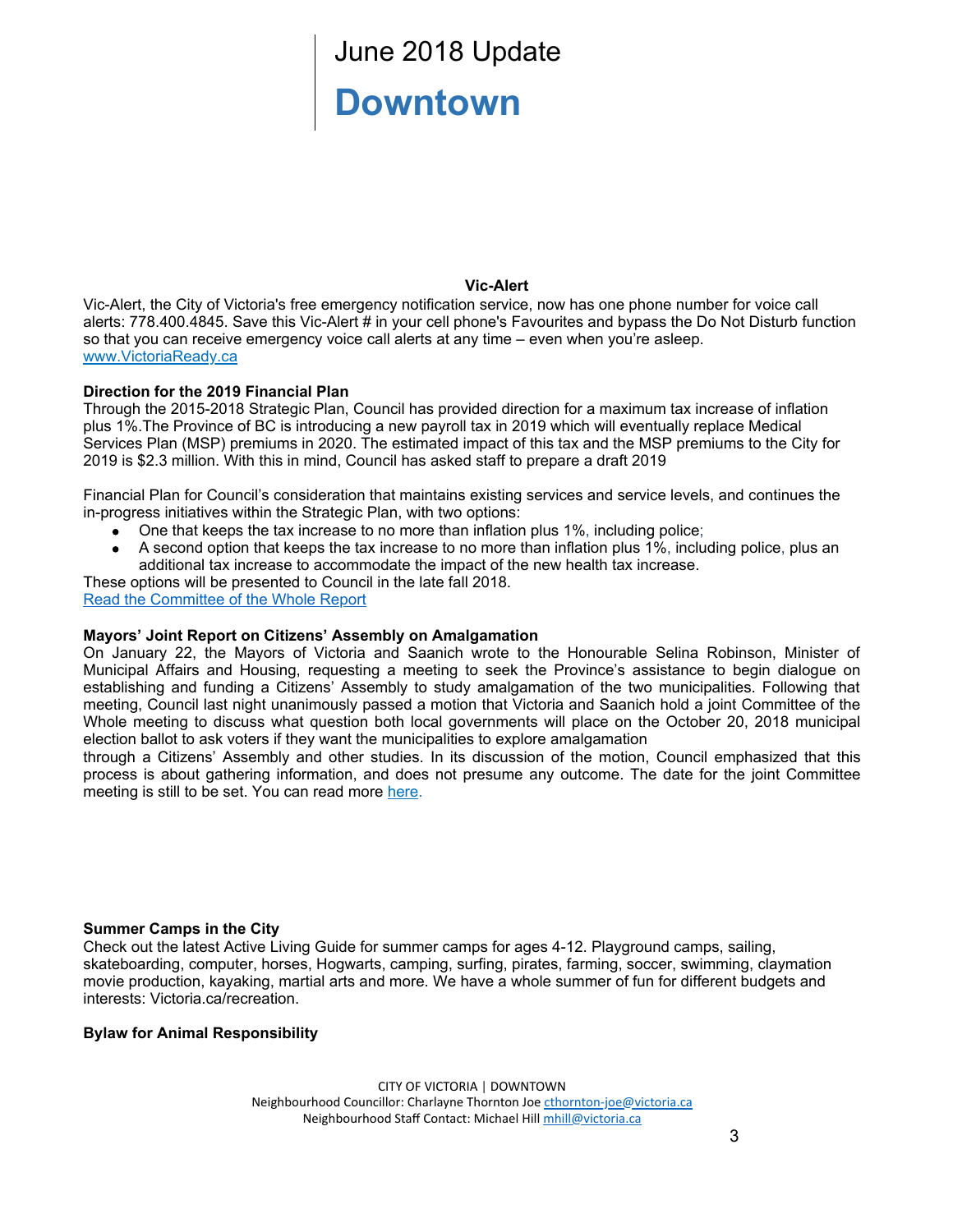# June 2018 Update

# Downtown

**Vic-Alert**

Vic-Alert, the City of Victoria's free emergency notification service, now has one phone number for voice call alerts: 778.400.4845. Save this Vic-Alert # in your cell phone's Favourites and bypass the Do Not Disturb function so that you can receive emergency voice call alerts at any time – even when you're asleep.
[www.VictoriaReady.ca](www.VictoriaReady.ca)

**Direction for the 2019 Financial Plan**

Through the 2015-2018 Strategic Plan, Council has provided direction for a maximum tax increase of inflation plus 1%.The Province of BC is introducing a new payroll tax in 2019 which will eventually replace Medical Services Plan (MSP) premiums in 2020. The estimated impact of this tax and the MSP premiums to the City for 2019 is $2.3 million. With this in mind, Council has asked staff to prepare a draft 2019

Financial Plan for Council's consideration that maintains existing services and service levels, and continues the in-progress initiatives within the Strategic Plan, with two options:

- One that keeps the tax increase to no more than inflation plus 1%, including police;
- A second option that keeps the tax increase to no more than inflation plus 1%, including police, plus an additional tax increase to accommodate the impact of the new health tax increase.

These options will be presented to Council in the late fall 2018.
Read the Committee of the Whole Report

**Mayors' Joint Report on Citizens' Assembly on Amalgamation**

On January 22, the Mayors of Victoria and Saanich wrote to the Honourable Selina Robinson, Minister of Municipal Affairs and Housing, requesting a meeting to seek the Province's assistance to begin dialogue on establishing and funding a Citizens' Assembly to study amalgamation of the two municipalities. Following that meeting, Council last night unanimously passed a motion that Victoria and Saanich hold a joint Committee of the Whole meeting to discuss what question both local governments will place on the October 20, 2018 municipal election ballot to ask voters if they want the municipalities to explore amalgamation through a Citizens' Assembly and other studies. In its discussion of the motion, Council emphasized that this process is about gathering information, and does not presume any outcome. The date for the joint Committee meeting is still to be set. You can read more here.

**Summer Camps in the City**

Check out the latest Active Living Guide for summer camps for ages 4-12. Playground camps, sailing, skateboarding, computer, horses, Hogwarts, camping, surfing, pirates, farming, soccer, swimming, claymation movie production, kayaking, martial arts and more. We have a whole summer of fun for different budgets and interests: Victoria.ca/recreation.

**Bylaw for Animal Responsibility**

CITY OF VICTORIA | DOWNTOWN
Neighbourhood Councillor: Charlayne Thornton Joe cthornton-joe@victoria.ca
Neighbourhood Staff Contact: Michael Hill mhill@victoria.ca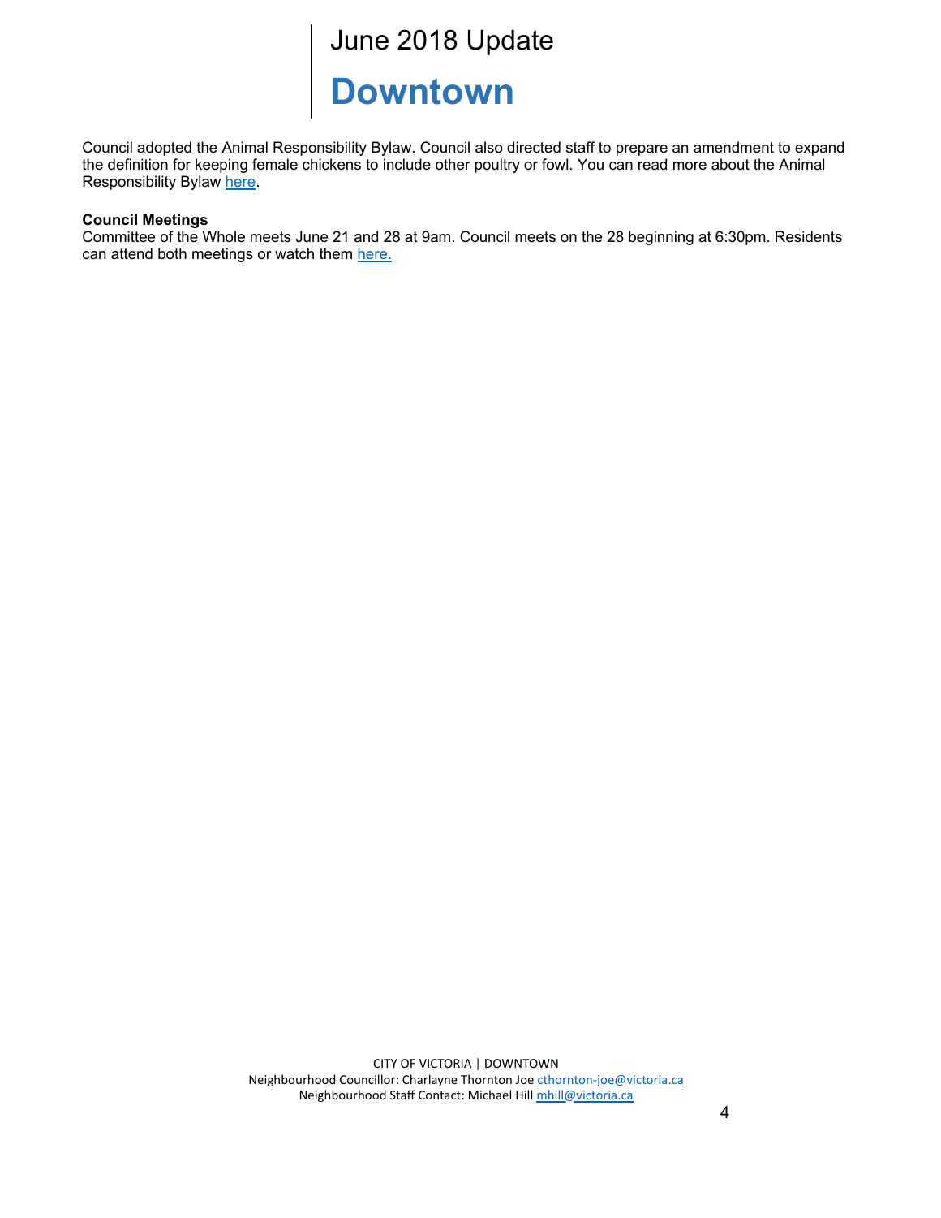Council adopted the Animal Responsibility Bylaw. Council also directed staff to prepare an amendment to expand the definition for keeping female chickens to include other poultry or fowl. You can read more about the Animal Responsibility Bylaw here.

**Council Meetings**

Committee of the Whole meets June 21 and 28 at 9am. Council meets on the 28 beginning at 6:30pm. Residents can attend both meetings or watch them here.